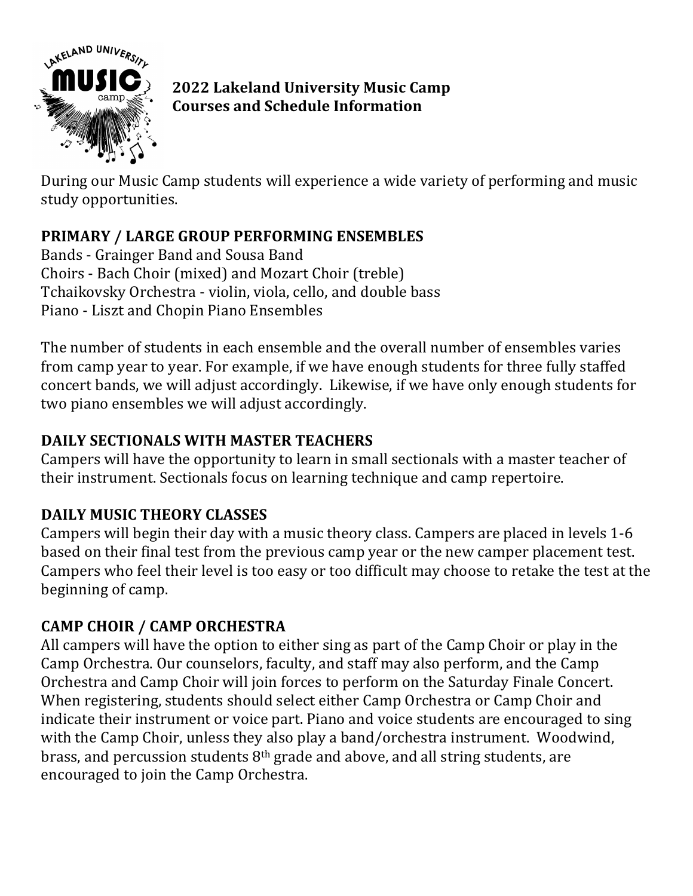# 2022 Lakeland University Music Camp
# Courses and Schedule Information

During our Music Camp students will experience a wide variety of performing and music study opportunities.

## PRIMARY / LARGE GROUP PERFORMING ENSEMBLES

Bands - Grainger Band and Sousa Band
Choirs - Bach Choir (mixed) and Mozart Choir (treble)
Tchaikovsky Orchestra - violin, viola, cello, and double bass
Piano - Liszt and Chopin Piano Ensembles

The number of students in each ensemble and the overall number of ensembles varies from camp year to year. For example, if we have enough students for three fully staffed concert bands, we will adjust accordingly. Likewise, if we have only enough students for two piano ensembles we will adjust accordingly.

## DAILY SECTIONALS WITH MASTER TEACHERS

Campers will have the opportunity to learn in small sectionals with a master teacher of their instrument. Sectionals focus on learning technique and camp repertoire.

## DAILY MUSIC THEORY CLASSES

Campers will begin their day with a music theory class. Campers are placed in levels 1-6 based on their final test from the previous camp year or the new camper placement test. Campers who feel their level is too easy or too difficult may choose to retake the test at the beginning of camp.

## CAMP CHOIR / CAMP ORCHESTRA

All campers will have the option to either sing as part of the Camp Choir or play in the Camp Orchestra. Our counselors, faculty, and staff may also perform, and the Camp Orchestra and Camp Choir will join forces to perform on the Saturday Finale Concert. When registering, students should select either Camp Orchestra or Camp Choir and indicate their instrument or voice part. Piano and voice students are encouraged to sing with the Camp Choir, unless they also play a band/orchestra instrument. Woodwind, brass, and percussion students 8th grade and above, and all string students, are encouraged to join the Camp Orchestra.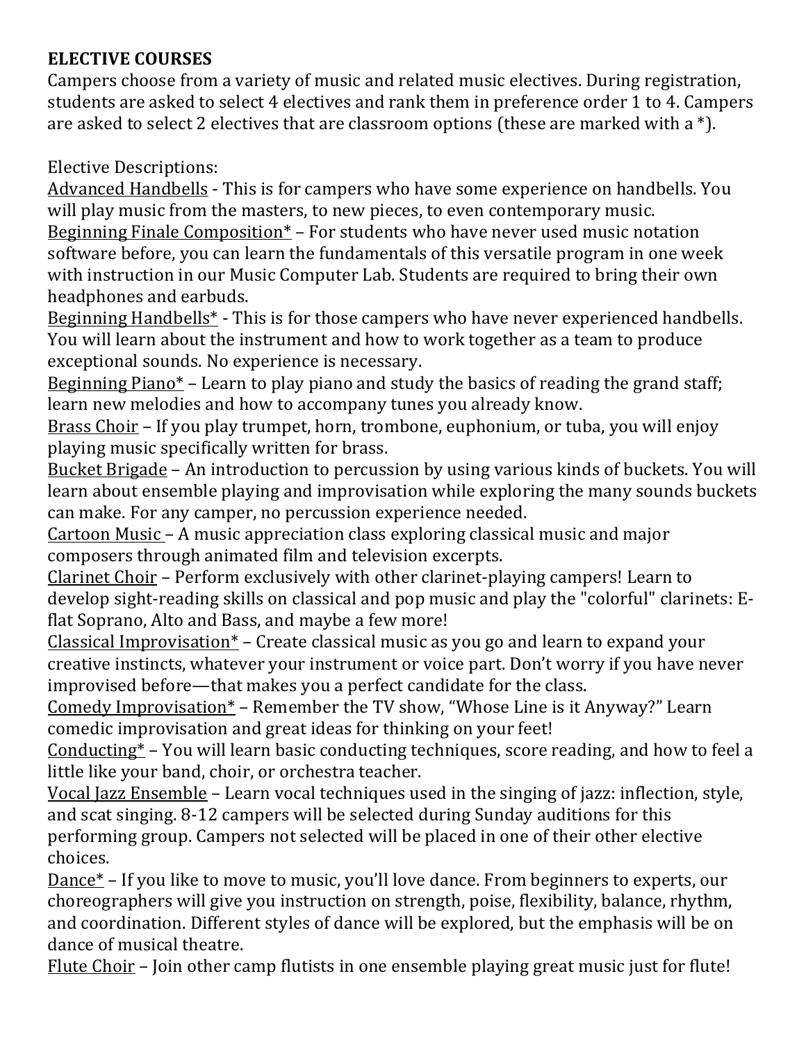**ELECTIVE COURSES**

Campers choose from a variety of music and related music electives. During registration, students are asked to select 4 electives and rank them in preference order 1 to 4. Campers are asked to select 2 electives that are classroom options (these are marked with a *).

Elective Descriptions:

Advanced Handbells - This is for campers who have some experience on handbells. You will play music from the masters, to new pieces, to even contemporary music.

Beginning Finale Composition* – For students who have never used music notation software before, you can learn the fundamentals of this versatile program in one week with instruction in our Music Computer Lab. Students are required to bring their own headphones and earbuds.

Beginning Handbells* - This is for those campers who have never experienced handbells. You will learn about the instrument and how to work together as a team to produce exceptional sounds. No experience is necessary.

Beginning Piano* – Learn to play piano and study the basics of reading the grand staff; learn new melodies and how to accompany tunes you already know.

Brass Choir – If you play trumpet, horn, trombone, euphonium, or tuba, you will enjoy playing music specifically written for brass.

Bucket Brigade – An introduction to percussion by using various kinds of buckets. You will learn about ensemble playing and improvisation while exploring the many sounds buckets can make. For any camper, no percussion experience needed.

Cartoon Music – A music appreciation class exploring classical music and major composers through animated film and television excerpts.

Clarinet Choir – Perform exclusively with other clarinet-playing campers! Learn to develop sight-reading skills on classical and pop music and play the "colorful" clarinets: E-flat Soprano, Alto and Bass, and maybe a few more!

Classical Improvisation* – Create classical music as you go and learn to expand your creative instincts, whatever your instrument or voice part. Don't worry if you have never improvised before—that makes you a perfect candidate for the class.

Comedy Improvisation* – Remember the TV show, "Whose Line is it Anyway?" Learn comedic improvisation and great ideas for thinking on your feet!

Conducting* – You will learn basic conducting techniques, score reading, and how to feel a little like your band, choir, or orchestra teacher.

Vocal Jazz Ensemble – Learn vocal techniques used in the singing of jazz: inflection, style, and scat singing. 8-12 campers will be selected during Sunday auditions for this performing group. Campers not selected will be placed in one of their other elective choices.

Dance* – If you like to move to music, you'll love dance. From beginners to experts, our choreographers will give you instruction on strength, poise, flexibility, balance, rhythm, and coordination. Different styles of dance will be explored, but the emphasis will be on dance of musical theatre.

Flute Choir – Join other camp flutists in one ensemble playing great music just for flute!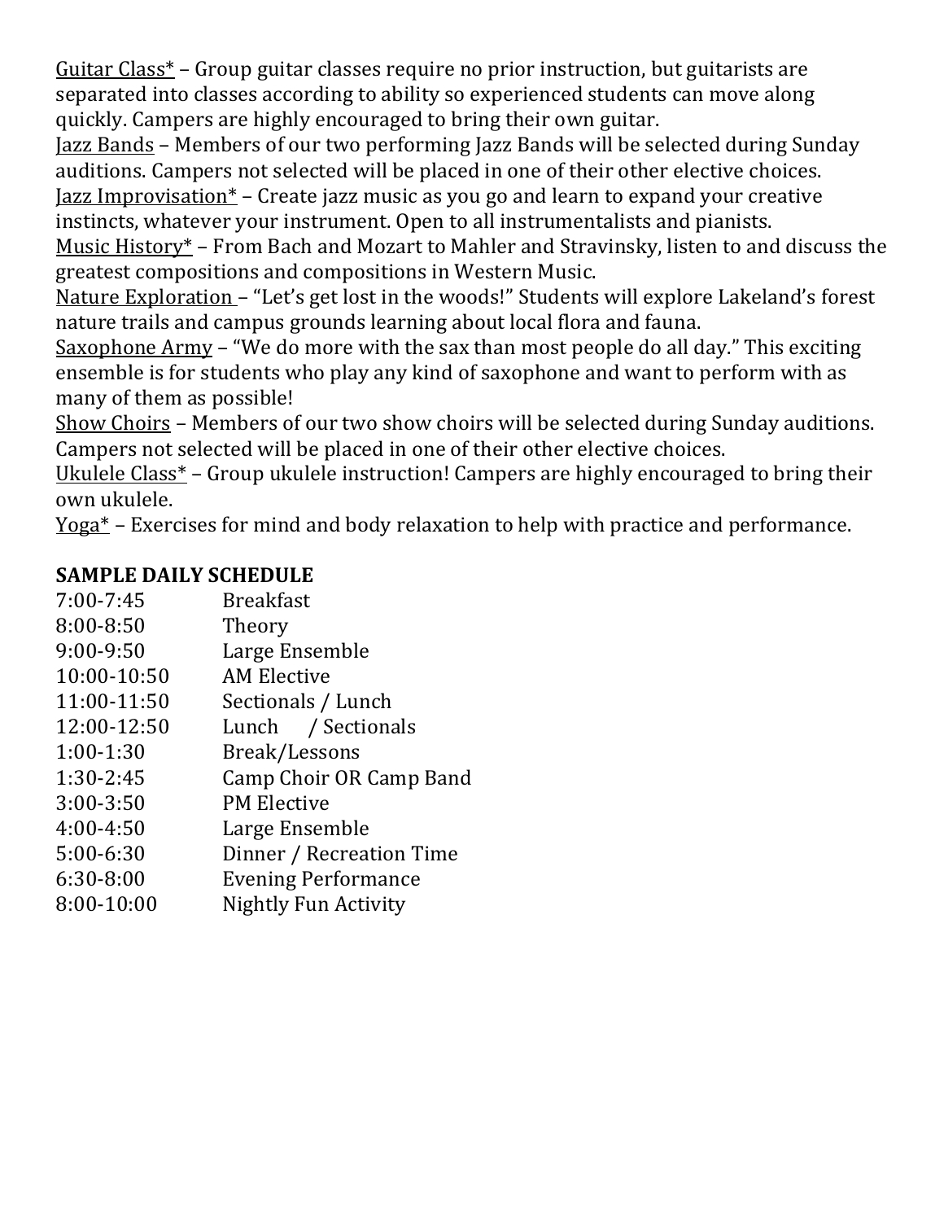Guitar Class* – Group guitar classes require no prior instruction, but guitarists are separated into classes according to ability so experienced students can move along quickly. Campers are highly encouraged to bring their own guitar.

Jazz Bands – Members of our two performing Jazz Bands will be selected during Sunday auditions. Campers not selected will be placed in one of their other elective choices.

Jazz Improvisation* – Create jazz music as you go and learn to expand your creative instincts, whatever your instrument. Open to all instrumentalists and pianists.

Music History* – From Bach and Mozart to Mahler and Stravinsky, listen to and discuss the greatest compositions and compositions in Western Music.

Nature Exploration – "Let's get lost in the woods!" Students will explore Lakeland's forest nature trails and campus grounds learning about local flora and fauna.

Saxophone Army – "We do more with the sax than most people do all day." This exciting ensemble is for students who play any kind of saxophone and want to perform with as many of them as possible!

Show Choirs – Members of our two show choirs will be selected during Sunday auditions. Campers not selected will be placed in one of their other elective choices.

Ukulele Class* – Group ukulele instruction! Campers are highly encouraged to bring their own ukulele.

Yoga* – Exercises for mind and body relaxation to help with practice and performance.

**SAMPLE DAILY SCHEDULE**

| | |
|---|---|
| 7:00-7:45 | Breakfast |
| 8:00-8:50 | Theory |
| 9:00-9:50 | Large Ensemble |
| 10:00-10:50 | AM Elective |
| 11:00-11:50 | Sectionals / Lunch |
| 12:00-12:50 | Lunch / Sectionals |
| 1:00-1:30 | Break/Lessons |
| 1:30-2:45 | Camp Choir OR Camp Band |
| 3:00-3:50 | PM Elective |
| 4:00-4:50 | Large Ensemble |
| 5:00-6:30 | Dinner / Recreation Time |
| 6:30-8:00 | Evening Performance |
| 8:00-10:00 | Nightly Fun Activity |